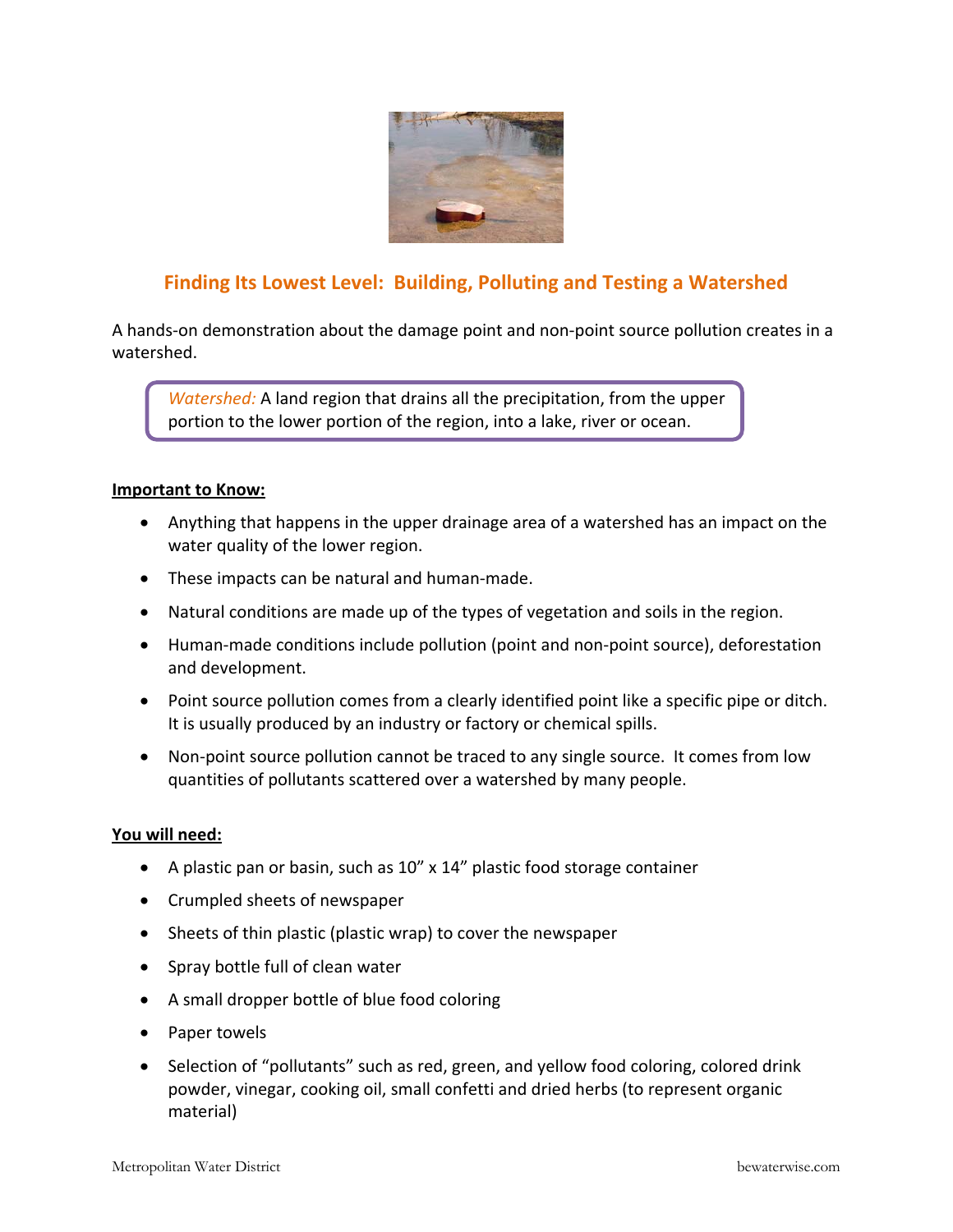# Finding Its Lowest Level: Building, Polluting and Testing a Watershed

A hands-on demonstration about the damage point and non-point source pollution creates in a watershed.

> *Watershed:* A land region that drains all the precipitation, from the upper portion to the lower portion of the region, into a lake, river or ocean.

**Important to Know:**

- Anything that happens in the upper drainage area of a watershed has an impact on the water quality of the lower region.
- These impacts can be natural and human-made.
- Natural conditions are made up of the types of vegetation and soils in the region.
- Human-made conditions include pollution (point and non-point source), deforestation and development.
- Point source pollution comes from a clearly identified point like a specific pipe or ditch. It is usually produced by an industry or factory or chemical spills.
- Non-point source pollution cannot be traced to any single source. It comes from low quantities of pollutants scattered over a watershed by many people.

**You will need:**

- A plastic pan or basin, such as 10" x 14" plastic food storage container
- Crumpled sheets of newspaper
- Sheets of thin plastic (plastic wrap) to cover the newspaper
- Spray bottle full of clean water
- A small dropper bottle of blue food coloring
- Paper towels
- Selection of "pollutants" such as red, green, and yellow food coloring, colored drink powder, vinegar, cooking oil, small confetti and dried herbs (to represent organic material)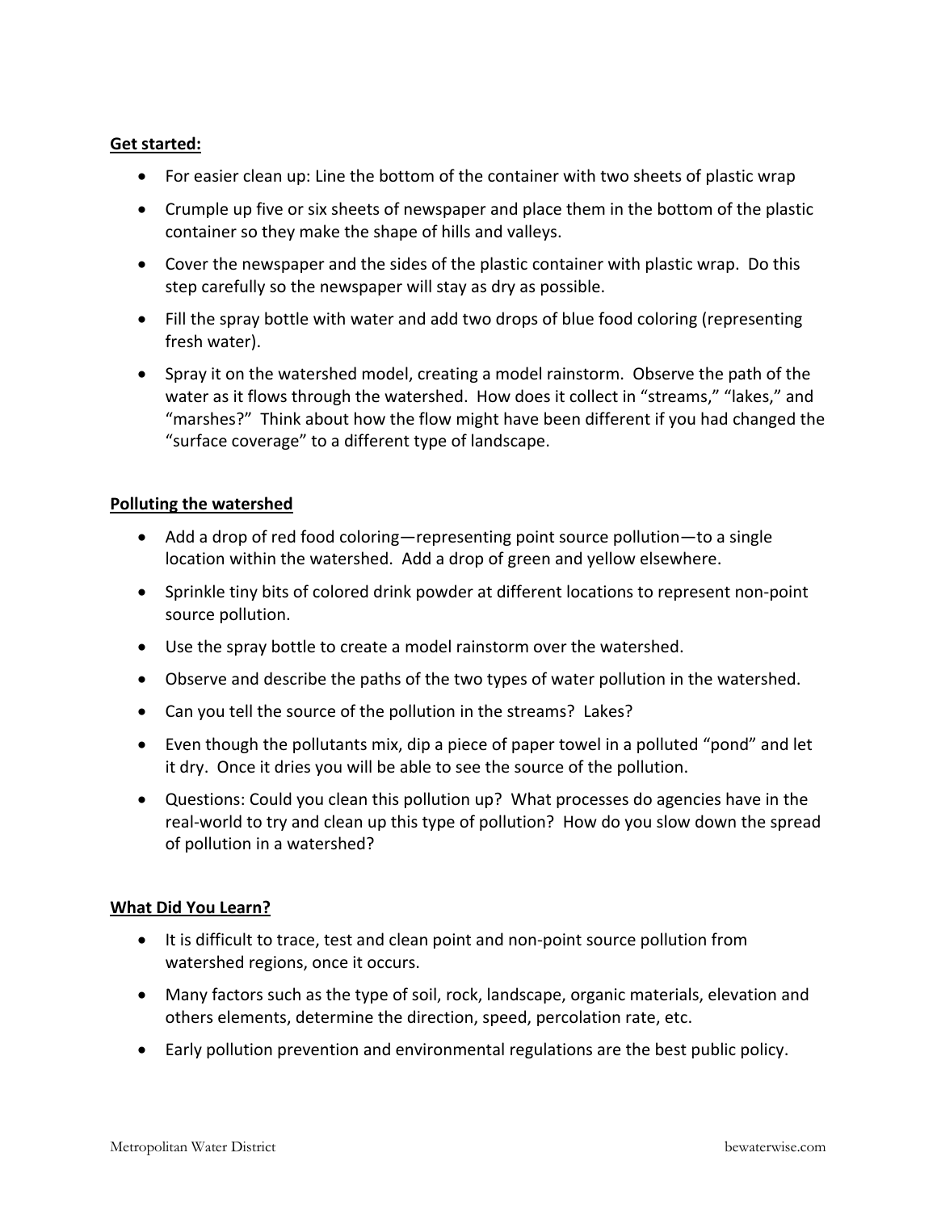**Get started:**

- For easier clean up: Line the bottom of the container with two sheets of plastic wrap
- Crumple up five or six sheets of newspaper and place them in the bottom of the plastic container so they make the shape of hills and valleys.
- Cover the newspaper and the sides of the plastic container with plastic wrap. Do this step carefully so the newspaper will stay as dry as possible.
- Fill the spray bottle with water and add two drops of blue food coloring (representing fresh water).
- Spray it on the watershed model, creating a model rainstorm. Observe the path of the water as it flows through the watershed. How does it collect in "streams," "lakes," and "marshes?" Think about how the flow might have been different if you had changed the "surface coverage" to a different type of landscape.

**Polluting the watershed**

- Add a drop of red food coloring—representing point source pollution—to a single location within the watershed. Add a drop of green and yellow elsewhere.
- Sprinkle tiny bits of colored drink powder at different locations to represent non-point source pollution.
- Use the spray bottle to create a model rainstorm over the watershed.
- Observe and describe the paths of the two types of water pollution in the watershed.
- Can you tell the source of the pollution in the streams? Lakes?
- Even though the pollutants mix, dip a piece of paper towel in a polluted "pond" and let it dry. Once it dries you will be able to see the source of the pollution.
- Questions: Could you clean this pollution up? What processes do agencies have in the real-world to try and clean up this type of pollution? How do you slow down the spread of pollution in a watershed?

**What Did You Learn?**

- It is difficult to trace, test and clean point and non-point source pollution from watershed regions, once it occurs.
- Many factors such as the type of soil, rock, landscape, organic materials, elevation and others elements, determine the direction, speed, percolation rate, etc.
- Early pollution prevention and environmental regulations are the best public policy.